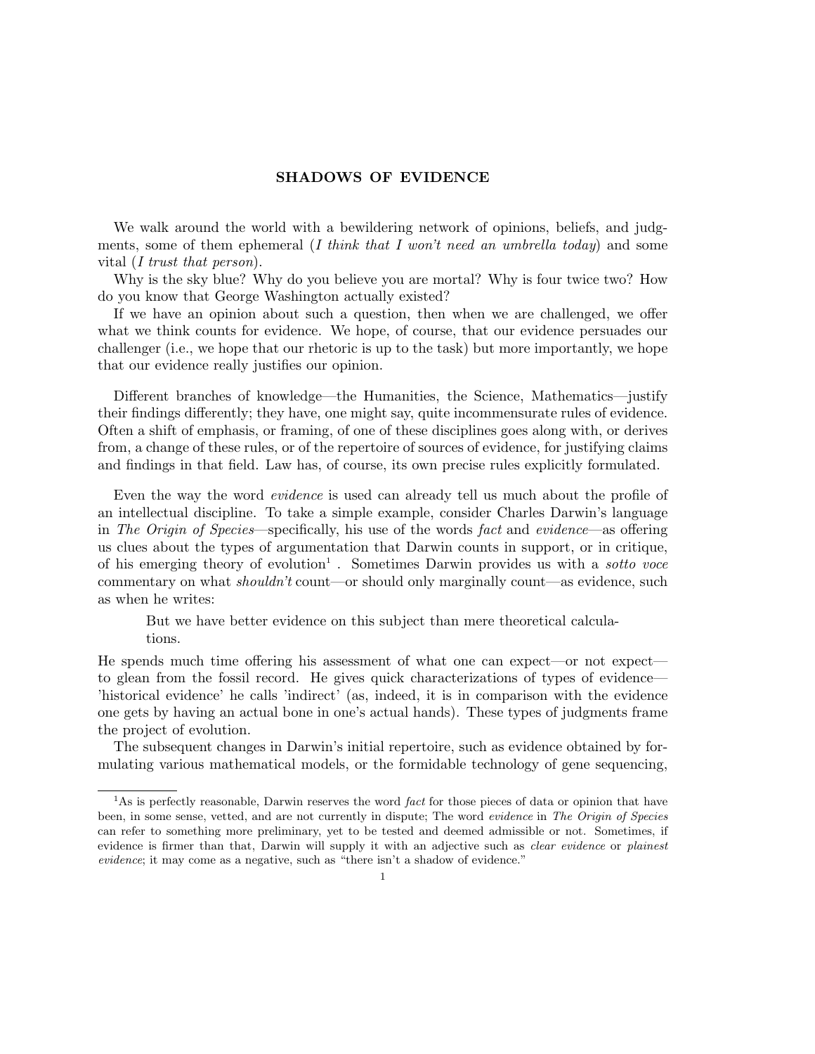# SHADOWS OF EVIDENCE

We walk around the world with a bewildering network of opinions, beliefs, and judgments, some of them ephemeral (*I think that I won't need an umbrella today*) and some vital (*I trust that person*).

Why is the sky blue? Why do you believe you are mortal? Why is four twice two? How do you know that George Washington actually existed?

If we have an opinion about such a question, then when we are challenged, we offer what we think counts for evidence. We hope, of course, that our evidence persuades our challenger (i.e., we hope that our rhetoric is up to the task) but more importantly, we hope that our evidence really justifies our opinion.

Different branches of knowledge—the Humanities, the Science, Mathematics—justify their findings differently; they have, one might say, quite incommensurate rules of evidence. Often a shift of emphasis, or framing, of one of these disciplines goes along with, or derives from, a change of these rules, or of the repertoire of sources of evidence, for justifying claims and findings in that field. Law has, of course, its own precise rules explicitly formulated.

Even the way the word *evidence* is used can already tell us much about the profile of an intellectual discipline. To take a simple example, consider Charles Darwin's language in *The Origin of Species*—specifically, his use of the words *fact* and *evidence*—as offering us clues about the types of argumentation that Darwin counts in support, or in critique, of his emerging theory of evolution[1]. Sometimes Darwin provides us with a *sotto voce* commentary on what *shouldn't* count—or should only marginally count—as evidence, such as when he writes:

> But we have better evidence on this subject than mere theoretical calculations.

He spends much time offering his assessment of what one can expect—or not expect—to glean from the fossil record. He gives quick characterizations of types of evidence—'historical evidence' he calls 'indirect' (as, indeed, it is in comparison with the evidence one gets by having an actual bone in one's actual hands). These types of judgments frame the project of evolution.

The subsequent changes in Darwin's initial repertoire, such as evidence obtained by formulating various mathematical models, or the formidable technology of gene sequencing,

[1] As is perfectly reasonable, Darwin reserves the word *fact* for those pieces of data or opinion that have been, in some sense, vetted, and are not currently in dispute; The word *evidence* in *The Origin of Species* can refer to something more preliminary, yet to be tested and deemed admissible or not. Sometimes, if evidence is firmer than that, Darwin will supply it with an adjective such as *clear evidence* or *plainest evidence*; it may come as a negative, such as "there isn't a shadow of evidence."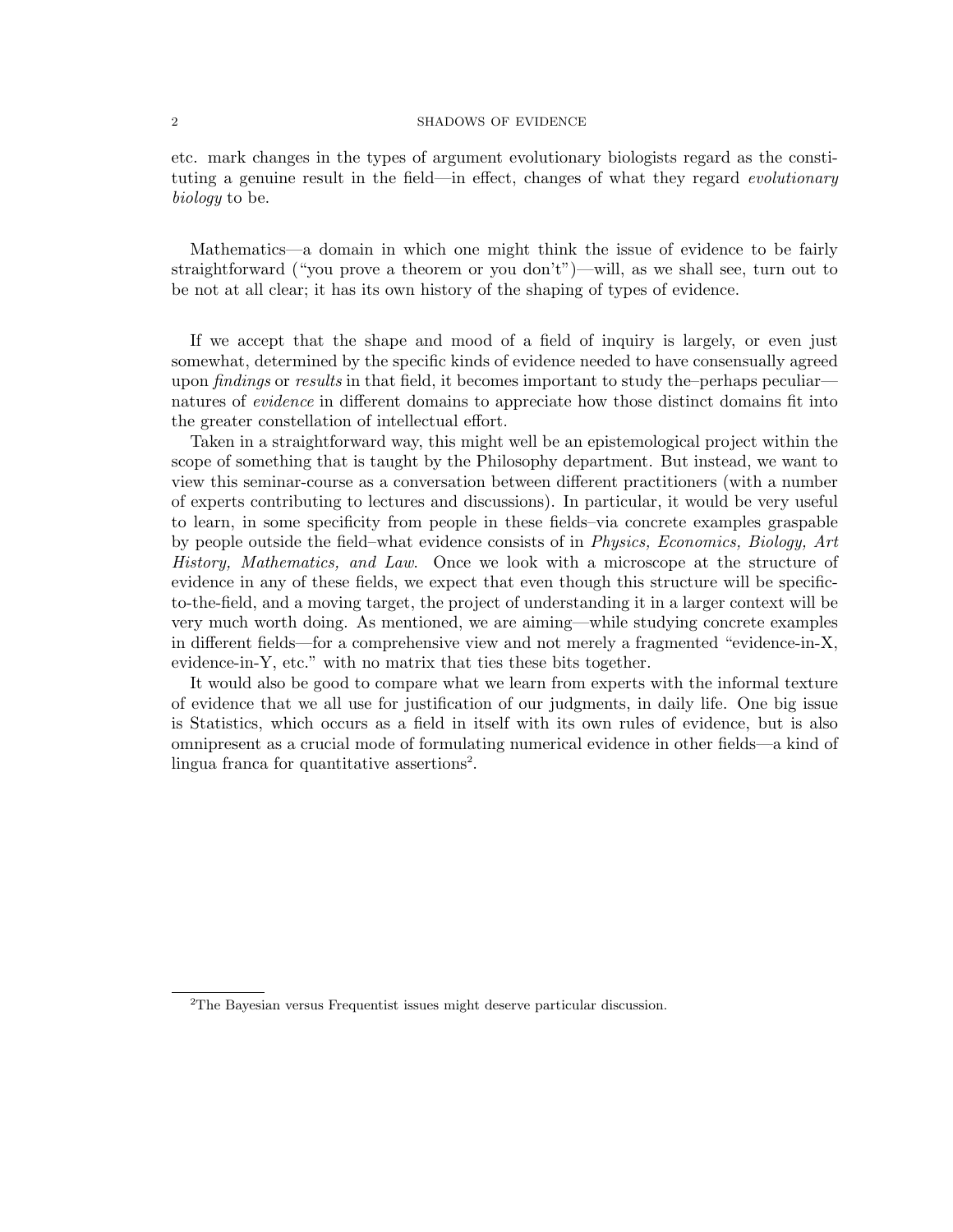etc. mark changes in the types of argument evolutionary biologists regard as the constituting a genuine result in the field—in effect, changes of what they regard *evolutionary biology* to be.

Mathematics—a domain in which one might think the issue of evidence to be fairly straightforward ("you prove a theorem or you don't")—will, as we shall see, turn out to be not at all clear; it has its own history of the shaping of types of evidence.

If we accept that the shape and mood of a field of inquiry is largely, or even just somewhat, determined by the specific kinds of evidence needed to have consensually agreed upon *findings* or *results* in that field, it becomes important to study the–perhaps peculiar—natures of *evidence* in different domains to appreciate how those distinct domains fit into the greater constellation of intellectual effort.

Taken in a straightforward way, this might well be an epistemological project within the scope of something that is taught by the Philosophy department. But instead, we want to view this seminar-course as a conversation between different practitioners (with a number of experts contributing to lectures and discussions). In particular, it would be very useful to learn, in some specificity from people in these fields–via concrete examples graspable by people outside the field–what evidence consists of in *Physics, Economics, Biology, Art History, Mathematics, and Law*. Once we look with a microscope at the structure of evidence in any of these fields, we expect that even though this structure will be specific-to-the-field, and a moving target, the project of understanding it in a larger context will be very much worth doing. As mentioned, we are aiming—while studying concrete examples in different fields—for a comprehensive view and not merely a fragmented "evidence-in-X, evidence-in-Y, etc." with no matrix that ties these bits together.

It would also be good to compare what we learn from experts with the informal texture of evidence that we all use for justification of our judgments, in daily life. One big issue is Statistics, which occurs as a field in itself with its own rules of evidence, but is also omnipresent as a crucial mode of formulating numerical evidence in other fields—a kind of lingua franca for quantitative assertions[2].

[2]The Bayesian versus Frequentist issues might deserve particular discussion.